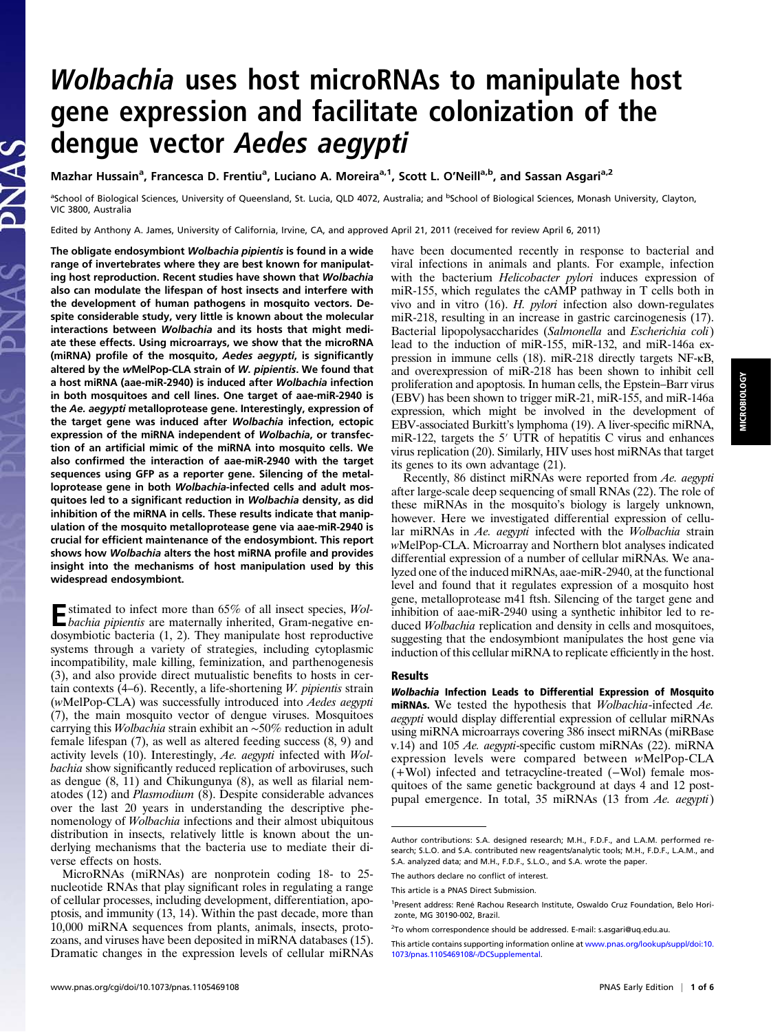# *Wolbachia* uses host microRNAs to manipulate host gene expression and facilitate colonization of the dengue vector *Aedes aegypti*

Mazhar Hussain[a], Francesca D. Frentiu[a], Luciano A. Moreira[a,1], Scott L. O'Neill[a,b], and Sassan Asgari[a,2]

[a]School of Biological Sciences, University of Queensland, St. Lucia, QLD 4072, Australia; and [b]School of Biological Sciences, Monash University, Clayton, VIC 3800, Australia

Edited by Anthony A. James, University of California, Irvine, CA, and approved April 21, 2011 (received for review April 6, 2011)

**The obligate endosymbiont *Wolbachia pipientis* is found in a wide range of invertebrates where they are best known for manipulating host reproduction. Recent studies have shown that *Wolbachia* also can modulate the lifespan of host insects and interfere with the development of human pathogens in mosquito vectors. Despite considerable study, very little is known about the molecular interactions between *Wolbachia* and its hosts that might mediate these effects. Using microarrays, we show that the microRNA (miRNA) profile of the mosquito, *Aedes aegypti*, is significantly altered by the *w*MelPop-CLA strain of *W. pipientis*. We found that a host miRNA (aae-miR-2940) is induced after *Wolbachia* infection in both mosquitoes and cell lines. One target of aae-miR-2940 is the *Ae. aegypti* metalloprotease gene. Interestingly, expression of the target gene was induced after *Wolbachia* infection, ectopic expression of the miRNA independent of *Wolbachia*, or transfection of an artificial mimic of the miRNA into mosquito cells. We also confirmed the interaction of aae-miR-2940 with the target sequences using GFP as a reporter gene. Silencing of the metalloprotease gene in both *Wolbachia*-infected cells and adult mosquitoes led to a significant reduction in *Wolbachia* density, as did inhibition of the miRNA in cells. These results indicate that manipulation of the mosquito metalloprotease gene via aae-miR-2940 is crucial for efficient maintenance of the endosymbiont. This report shows how *Wolbachia* alters the host miRNA profile and provides insight into the mechanisms of host manipulation used by this widespread endosymbiont.**

Estimated to infect more than 65% of all insect species, *Wolbachia pipientis* are maternally inherited, Gram-negative endosymbiotic bacteria (1, 2). They manipulate host reproductive systems through a variety of strategies, including cytoplasmic incompatibility, male killing, feminization, and parthenogenesis (3), and also provide direct mutualistic benefits to hosts in certain contexts (4–6). Recently, a life-shortening *W. pipientis* strain (*w*MelPop-CLA) was successfully introduced into *Aedes aegypti* (7), the main mosquito vector of dengue viruses. Mosquitoes carrying this *Wolbachia* strain exhibit an ~50% reduction in adult female lifespan (7), as well as altered feeding success (8, 9) and activity levels (10). Interestingly, *Ae. aegypti* infected with *Wolbachia* show significantly reduced replication of arboviruses, such as dengue (8, 11) and Chikungunya (8), as well as filarial nematodes (12) and *Plasmodium* (8). Despite considerable advances over the last 20 years in understanding the descriptive phenomenology of *Wolbachia* infections and their almost ubiquitous distribution in insects, relatively little is known about the underlying mechanisms that the bacteria use to mediate their diverse effects on hosts.

MicroRNAs (miRNAs) are nonprotein coding 18- to 25-nucleotide RNAs that play significant roles in regulating a range of cellular processes, including development, differentiation, apoptosis, and immunity (13, 14). Within the past decade, more than 10,000 miRNA sequences from plants, animals, insects, protozoans, and viruses have been deposited in miRNA databases (15). Dramatic changes in the expression levels of cellular miRNAs have been documented recently in response to bacterial and viral infections in animals and plants. For example, infection with the bacterium *Helicobacter pylori* induces expression of miR-155, which regulates the cAMP pathway in T cells both in vivo and in vitro (16). *H. pylori* infection also down-regulates miR-218, resulting in an increase in gastric carcinogenesis (17). Bacterial lipopolysaccharides (*Salmonella* and *Escherichia coli*) lead to the induction of miR-155, miR-132, and miR-146a expression in immune cells (18). miR-218 directly targets NF-κB, and overexpression of miR-218 has been shown to inhibit cell proliferation and apoptosis. In human cells, the Epstein–Barr virus (EBV) has been shown to trigger miR-21, miR-155, and miR-146a expression, which might be involved in the development of EBV-associated Burkitt's lymphoma (19). A liver-specific miRNA, miR-122, targets the 5′ UTR of hepatitis C virus and enhances virus replication (20). Similarly, HIV uses host miRNAs that target its genes to its own advantage (21).

Recently, 86 distinct miRNAs were reported from *Ae. aegypti* after large-scale deep sequencing of small RNAs (22). The role of these miRNAs in the mosquito's biology is largely unknown, however. Here we investigated differential expression of cellular miRNAs in *Ae. aegypti* infected with the *Wolbachia* strain *w*MelPop-CLA. Microarray and Northern blot analyses indicated differential expression of a number of cellular miRNAs. We analyzed one of the induced miRNAs, aae-miR-2940, at the functional level and found that it regulates expression of a mosquito host gene, metalloprotease m41 ftsh. Silencing of the target gene and inhibition of aae-miR-2940 using a synthetic inhibitor led to reduced *Wolbachia* replication and density in cells and mosquitoes, suggesting that the endosymbiont manipulates the host gene via induction of this cellular miRNA to replicate efficiently in the host.

## Results

***Wolbachia* Infection Leads to Differential Expression of Mosquito miRNAs.** We tested the hypothesis that *Wolbachia*-infected *Ae. aegypti* would display differential expression of cellular miRNAs using miRNA microarrays covering 386 insect miRNAs (miRBase v.14) and 105 *Ae. aegypti*-specific custom miRNAs (22). miRNA expression levels were compared between *w*MelPop-CLA (+Wol) infected and tetracycline-treated (−Wol) female mosquitoes of the same genetic background at days 4 and 12 post-pupal emergence. In total, 35 miRNAs (13 from *Ae. aegypti*)

Author contributions: S.A. designed research; M.H., F.D.F., and L.A.M. performed research; S.L.O. and S.A. contributed new reagents/analytic tools; M.H., F.D.F., L.A.M., and S.A. analyzed data; and M.H., F.D.F., S.L.O., and S.A. wrote the paper.

The authors declare no conflict of interest.

This article is a PNAS Direct Submission.

[1]Present address: René Rachou Research Institute, Oswaldo Cruz Foundation, Belo Horizonte, MG 30190-002, Brazil.

[2]To whom correspondence should be addressed. E-mail: s.asgari@uq.edu.au.

This article contains supporting information online at www.pnas.org/lookup/suppl/doi:10.1073/pnas.1105469108/-/DCSupplemental.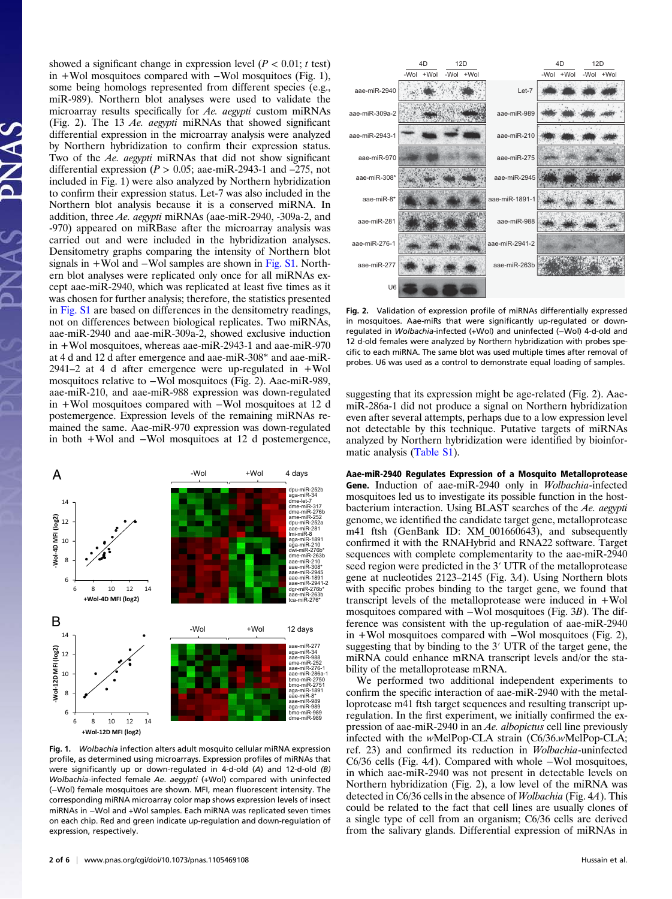showed a significant change in expression level ($P < 0.01$; $t$ test) in +Wol mosquitoes compared with −Wol mosquitoes (Fig. 1), some being homologs represented from different species (e.g., miR-989). Northern blot analyses were used to validate the microarray results specifically for *Ae. aegypti* custom miRNAs (Fig. 2). The 13 *Ae. aegypti* miRNAs that showed significant differential expression in the microarray analysis were analyzed by Northern hybridization to confirm their expression status. Two of the *Ae. aegypti* miRNAs that did not show significant differential expression ($P > 0.05$; aae-miR-2943-1 and –275, not included in Fig. 1) were also analyzed by Northern hybridization to confirm their expression status. Let-7 was also included in the Northern blot analysis because it is a conserved miRNA. In addition, three *Ae. aegypti* miRNAs (aae-miR-2940, -309a-2, and -970) appeared on miRBase after the microarray analysis was carried out and were included in the hybridization analyses. Densitometry graphs comparing the intensity of Northern blot signals in +Wol and −Wol samples are shown in Fig. S1. Northern blot analyses were replicated only once for all miRNAs except aae-miR-2940, which was replicated at least five times as it was chosen for further analysis; therefore, the statistics presented in Fig. S1 are based on differences in the densitometry readings, not on differences between biological replicates. Two miRNAs, aae-miR-2940 and aae-miR-309a-2, showed exclusive induction in +Wol mosquitoes, whereas aae-miR-2943-1 and aae-miR-970 at 4 d and 12 d after emergence and aae-miR-308* and aae-miR-2941–2 at 4 d after emergence were up-regulated in +Wol mosquitoes relative to −Wol mosquitoes (Fig. 2). Aae-miR-989, aae-miR-210, and aae-miR-988 expression was down-regulated in +Wol mosquitoes compared with −Wol mosquitoes at 12 d postemergence. Expression levels of the remaining miRNAs remained the same. Aae-miR-970 expression was down-regulated in both +Wol and −Wol mosquitoes at 12 d postemergence, suggesting that its expression might be age-related (Fig. 2). Aae-miR-286a-1 did not produce a signal on Northern hybridization even after several attempts, perhaps due to a low expression level not detectable by this technique. Putative targets of miRNAs analyzed by Northern hybridization were identified by bioinformatic analysis (Table S1).

A
-Wol
+Wol
4 days
14
12
10
8
6
-Wol-4D MFI (log2)
6 8 10 12 14
+Wol-4D MFI (log2)
dpu-miR-252b
aga-miR-34
dme-let-7
dme-miR-317
dme-miR-276b
ame-miR-252
dpu-miR-252a
aae-miR-281
lmi-miR-8
aga-miR-1891
aga-miR-210
dwi-miR-276b*
dme-miR-263b
aae-miR-210
aae-miR-308*
aae-miR-2945
aae-miR-1891
aae-miR-2941-2
dgr-miR-276b*
aae-miR-263b
tca-miR-276*

B
-Wol
+Wol
12 days
14
12
10
8
6
-Wol-12D MFI (log2)
6 8 10 12 14
+Wol-12D MFI (log2)
aae-miR-277
aga-miR-34
aae-miR-988
ame-miR-252
aae-miR-276-1
aae-miR-286a-1
bmo-miR-2750
bmo-miR-2751
aga-miR-1891
aae-miR-8*
aae-miR-989
aga-miR-989
bmo-miR-989
dme-miR-989

**Fig. 1.** *Wolbachia* infection alters adult mosquito cellular miRNA expression profile, as determined using microarrays. Expression profiles of miRNAs that were significantly up or down-regulated in 4-d-old (*A*) and 12-d-old (*B*) *Wolbachia*-infected female *Ae. aegypti* (+Wol) compared with uninfected (−Wol) female mosquitoes are shown. MFI, mean fluorescent intensity. The corresponding miRNA microarray color map shows expression levels of insect miRNAs in −Wol and +Wol samples. Each miRNA was replicated seven times on each chip. Red and green indicate up-regulation and down-regulation of expression, respectively.

4D
12D
-Wol +Wol -Wol +Wol
4D
12D
-Wol +Wol -Wol +Wol
aae-miR-2940
aae-miR-309a-2
aae-miR-2943-1
aae-miR-970
aae-miR-308*
aae-miR-8*
aae-miR-281
aae-miR-276-1
aae-miR-277
U6
Let-7
aae-miR-989
aae-miR-210
aae-miR-275
aae-miR-2945
aae-miR-1891-1
aae-miR-988
aae-miR-2941-2
aae-miR-263b

**Fig. 2.** Validation of expression profile of miRNAs differentially expressed in mosquitoes. Aae-miRs that were significantly up-regulated or down-regulated in *Wolbachia*-infected (+Wol) and uninfected (−Wol) 4-d-old and 12 d-old females were analyzed by Northern hybridization with probes specific to each miRNA. The same blot was used multiple times after removal of probes. U6 was used as a control to demonstrate equal loading of samples.

**Aae-miR-2940 Regulates Expression of a Mosquito Metalloprotease Gene.** Induction of aae-miR-2940 only in *Wolbachia*-infected mosquitoes led us to investigate its possible function in the host-bacterium interaction. Using BLAST searches of the *Ae. aegypti* genome, we identified the candidate target gene, metalloprotease m41 ftsh (GenBank ID: XM_001660643), and subsequently confirmed it with the RNAHybrid and RNA22 software. Target sequences with complete complementarity to the aae-miR-2940 seed region were predicted in the 3′ UTR of the metalloprotease gene at nucleotides 2123–2145 (Fig. 3*A*). Using Northern blots with specific probes binding to the target gene, we found that transcript levels of the metalloprotease were induced in +Wol mosquitoes compared with −Wol mosquitoes (Fig. 3*B*). The difference was consistent with the up-regulation of aae-miR-2940 in +Wol mosquitoes compared with −Wol mosquitoes (Fig. 2), suggesting that by binding to the 3′ UTR of the target gene, the miRNA could enhance mRNA transcript levels and/or the stability of the metalloprotease mRNA.

We performed two additional independent experiments to confirm the specific interaction of aae-miR-2940 with the metalloprotease m41 ftsh target sequences and resulting transcript up-regulation. In the first experiment, we initially confirmed the expression of aae-miR-2940 in an *Ae. albopictus* cell line previously stably infected with the *w*MelPop-CLA strain (C6/36.*w*MelPop-CLA; ref. 23) and confirmed its reduction in *Wolbachia*-uninfected C6/36 cells (Fig. 4*A*). Compared with whole −Wol mosquitoes, in which aae-miR-2940 was not present in detectable levels on Northern hybridization (Fig. 2), a low level of the miRNA was detected in C6/36 cells in the absence of *Wolbachia* (Fig. 4*A*). This could be related to the fact that cell lines are usually clones of a single type of cell from an organism; C6/36 cells are derived from the salivary glands. Differential expression of miRNAs in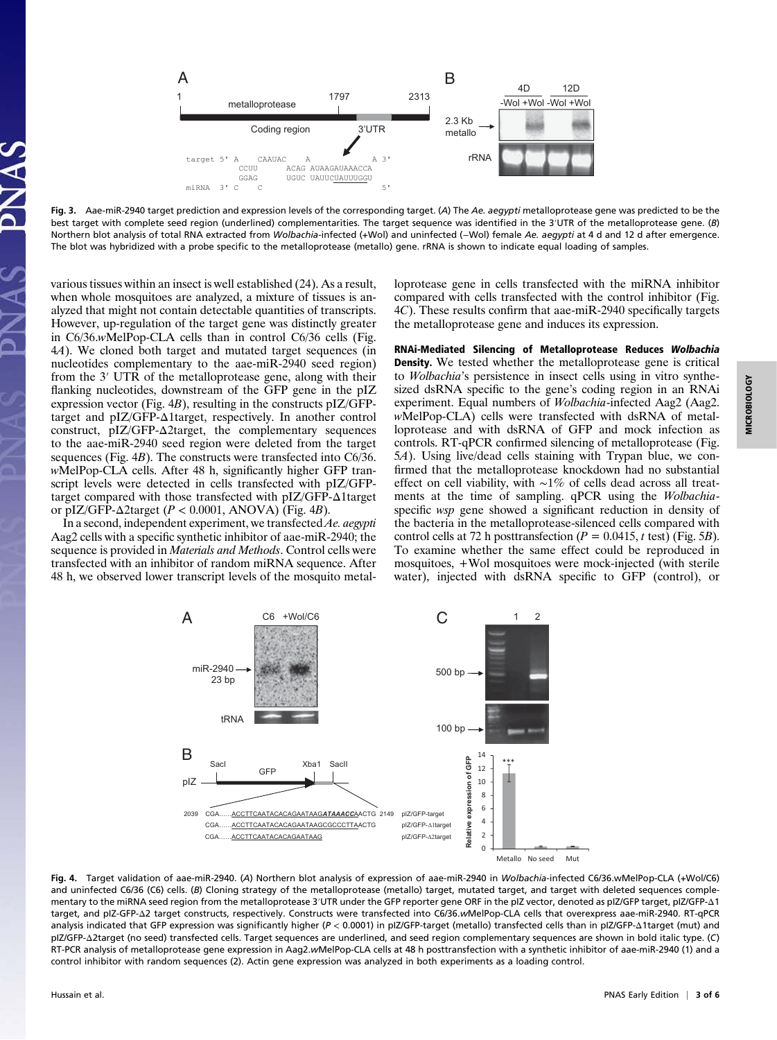A

1 metalloprotease 1797 2313

Coding region 3′UTR

```
target 5' A    CAAUAC    A              A 3'
         CCUU      ACAG AUAAGAUAAACCA
         GGAG      UGUC UAUUCUAUUUGGU
miRNA  3' C    C                        5'
```

B

4D 12D

-Wol +Wol -Wol +Wol

2.3 Kb metallo

rRNA

**Fig. 3.** Aae-miR-2940 target prediction and expression levels of the corresponding target. (*A*) The *Ae. aegypti* metalloprotease gene was predicted to be the best target with complete seed region (underlined) complementarities. The target sequence was identified in the 3′UTR of the metalloprotease gene. (*B*) Northern blot analysis of total RNA extracted from *Wolbachia*-infected (+Wol) and uninfected (−Wol) female *Ae. aegypti* at 4 d and 12 d after emergence. The blot was hybridized with a probe specific to the metalloprotease (metallo) gene. rRNA is shown to indicate equal loading of samples.

various tissues within an insect is well established (24). As a result, when whole mosquitoes are analyzed, a mixture of tissues is analyzed that might not contain detectable quantities of transcripts. However, up-regulation of the target gene was distinctly greater in C6/36.*w*MelPop-CLA cells than in control C6/36 cells (Fig. 4*A*). We cloned both target and mutated target sequences (in nucleotides complementary to the aae-miR-2940 seed region) from the 3′ UTR of the metalloprotease gene, along with their flanking nucleotides, downstream of the GFP gene in the pIZ expression vector (Fig. 4*B*), resulting in the constructs pIZ/GFP-target and pIZ/GFP-Δ1target, respectively. In another control construct, pIZ/GFP-Δ2target, the complementary sequences to the aae-miR-2940 seed region were deleted from the target sequences (Fig. 4*B*). The constructs were transfected into C6/36.*w*MelPop-CLA cells. After 48 h, significantly higher GFP transcript levels were detected in cells transfected with pIZ/GFP-target compared with those transfected with pIZ/GFP-Δ1target or pIZ/GFP-Δ2target ($P < 0.0001$, ANOVA) (Fig. 4*B*).

In a second, independent experiment, we transfected *Ae. aegypti* Aag2 cells with a specific synthetic inhibitor of aae-miR-2940; the sequence is provided in *Materials and Methods*. Control cells were transfected with an inhibitor of random miRNA sequence. After 48 h, we observed lower transcript levels of the mosquito metalloprotease gene in cells transfected with the miRNA inhibitor compared with cells transfected with the control inhibitor (Fig. 4*C*). These results confirm that aae-miR-2940 specifically targets the metalloprotease gene and induces its expression.

**RNAi-Mediated Silencing of Metalloprotease Reduces *Wolbachia* Density.** We tested whether the metalloprotease gene is critical to *Wolbachia*'s persistence in insect cells using in vitro synthesized dsRNA specific to the gene's coding region in an RNAi experiment. Equal numbers of *Wolbachia*-infected Aag2 (Aag2.*w*MelPop-CLA) cells were transfected with dsRNA of metalloprotease and with dsRNA of GFP and mock infection as controls. RT-qPCR confirmed silencing of metalloprotease (Fig. 5*A*). Using live/dead cells staining with Trypan blue, we confirmed that the metalloprotease knockdown had no substantial effect on cell viability, with ∼1% of cells dead across all treatments at the time of sampling. qPCR using the *Wolbachia*-specific *wsp* gene showed a significant reduction in density of the bacteria in the metalloprotease-silenced cells compared with control cells at 72 h posttransfection ($P = 0.0415$, *t* test) (Fig. 5*B*). To examine whether the same effect could be reproduced in mosquitoes, +Wol mosquitoes were mock-injected (with sterile water), injected with dsRNA specific to GFP (control), or

A

C6 +Wol/C6

miR-2940 23 bp

tRNA

B

SacI Xba1 SacII

pIZ GFP

2039 CGA......ACCTTCAATACACAGAATAAG***ATAAACC***AACTG 2149 pIZ/GFP-target

CGA......ACCTTCAATACACAGAATAAGCGCCCTTAACTG pIZ/GFP-Δ1target

CGA......ACCTTCAATACACAGAATAAG pIZ/GFP-Δ2target

Relative expression of GFP

0 2 4 6 8 10 12 14

\*\*\*

Metallo No seed Mut

C

1 2

500 bp

100 bp

**Fig. 4.** Target validation of aae-miR-2940. (*A*) Northern blot analysis of expression of aae-miR-2940 in *Wolbachia*-infected C6/36.wMelPop-CLA (+Wol/C6) and uninfected C6/36 (C6) cells. (*B*) Cloning strategy of the metalloprotease (metallo) target, mutated target, and target with deleted sequences complementary to the miRNA seed region from the metalloprotease 3′UTR under the GFP reporter gene ORF in the pIZ vector, denoted as pIZ/GFP target, pIZ/GFP-Δ1 target, and pIZ-GFP-Δ2 target constructs, respectively. Constructs were transfected into C6/36.*w*MelPop-CLA cells that overexpress aae-miR-2940. RT-qPCR analysis indicated that GFP expression was significantly higher ($P < 0.0001$) in pIZ/GFP-target (metallo) transfected cells than in pIZ/GFP-Δ1target (mut) and pIZ/GFP-Δ2target (no seed) transfected cells. Target sequences are underlined, and seed region complementary sequences are shown in bold italic type. (*C*) RT-PCR analysis of metalloprotease gene expression in Aag2.*w*MelPop-CLA cells at 48 h posttransfection with a synthetic inhibitor of aae-miR-2940 (1) and a control inhibitor with random sequences (2). Actin gene expression was analyzed in both experiments as a loading control.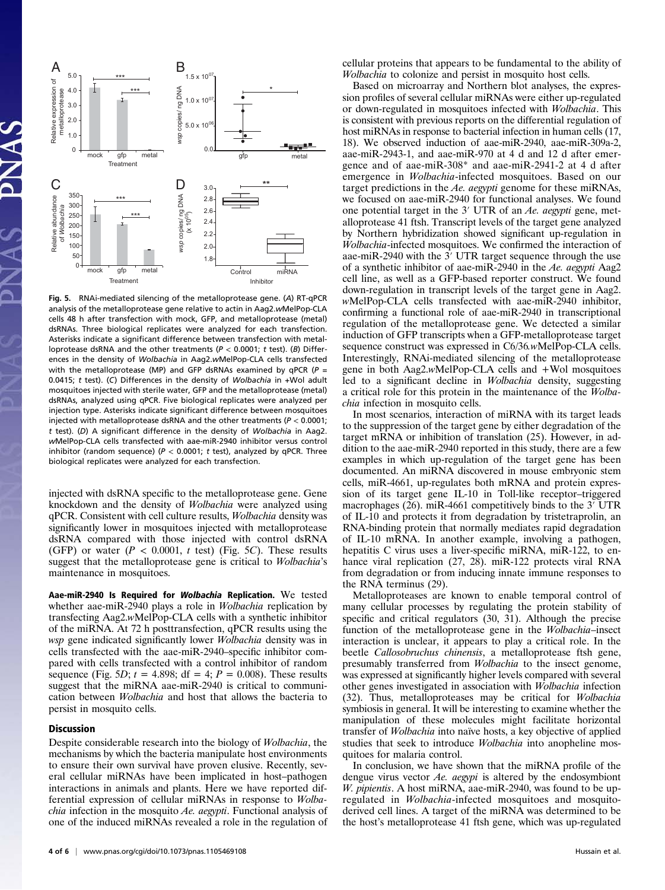A

Relative expression of metalloprotease

5.0
4.0
3.0
2.0
1.0
0

***
***

mock gfp metal

Treatment

B

$1.5 \times 10^{07}$
$1.0 \times 10^{07}$
$5.0 \times 10^{06}$
0.0

*wsp* copies/ ng DNA

*

gfp metal

C

Relative abundance of *Wolbachia*

350
300
250
200
150
100
50
0

***
***

mock gfp metal

Treatment

D

*wsp* copies/ ng DNA ($\times 10^{05}$)

3.0
2.8
2.6
2.4
2.2
2.0
1.8

**

Control miRNA

Inhibitor

**Fig. 5.** RNAi-mediated silencing of the metalloprotease gene. (*A*) RT-qPCR analysis of the metalloprotease gene relative to actin in Aag2.*w*MelPop-CLA cells 48 h after transfection with mock, GFP, and metalloprotease (metal) dsRNAs. Three biological replicates were analyzed for each transfection. Asterisks indicate a significant difference between transfection with metalloprotease dsRNA and the other treatments ($P < 0.0001$; *t* test). (*B*) Differences in the density of *Wolbachia* in Aag2.*w*MelPop-CLA cells transfected with the metalloprotease (MP) and GFP dsRNAs examined by qPCR ($P = 0.0415$; *t* test). (*C*) Differences in the density of *Wolbachia* in +Wol adult mosquitoes injected with sterile water, GFP and the metalloprotease (metal) dsRNAs, analyzed using qPCR. Five biological replicates were analyzed per injection type. Asterisks indicate significant difference between mosquitoes injected with metalloprotease dsRNA and the other treatments ($P < 0.0001$; *t* test). (*D*) A significant difference in the density of *Wolbachia* in Aag2.*w*MelPop-CLA cells transfected with aae-miR-2940 inhibitor versus control inhibitor (random sequence) ($P < 0.0001$; *t* test), analyzed by qPCR. Three biological replicates were analyzed for each transfection.

injected with dsRNA specific to the metalloprotease gene. Gene knockdown and the density of *Wolbachia* were analyzed using qPCR. Consistent with cell culture results, *Wolbachia* density was significantly lower in mosquitoes injected with metalloprotease dsRNA compared with those injected with control dsRNA (GFP) or water ($P < 0.0001$, *t* test) (Fig. 5*C*). These results suggest that the metalloprotease gene is critical to *Wolbachia*'s maintenance in mosquitoes.

**Aae-miR-2940 Is Required for *Wolbachia* Replication.** We tested whether aae-miR-2940 plays a role in *Wolbachia* replication by transfecting Aag2.*w*MelPop-CLA cells with a synthetic inhibitor of the miRNA. At 72 h posttransfection, qPCR results using the *wsp* gene indicated significantly lower *Wolbachia* density was in cells transfected with the aae-miR-2940–specific inhibitor compared with cells transfected with a control inhibitor of random sequence (Fig. 5*D*; $t = 4.898$; df = 4; $P = 0.008$). These results suggest that the miRNA aae-miR-2940 is critical to communication between *Wolbachia* and host that allows the bacteria to persist in mosquito cells.

## Discussion

Despite considerable research into the biology of *Wolbachia*, the mechanisms by which the bacteria manipulate host environments to ensure their own survival have proven elusive. Recently, several cellular miRNAs have been implicated in host–pathogen interactions in animals and plants. Here we have reported differential expression of cellular miRNAs in response to *Wolbachia* infection in the mosquito *Ae. aegypti*. Functional analysis of one of the induced miRNAs revealed a role in the regulation of cellular proteins that appears to be fundamental to the ability of *Wolbachia* to colonize and persist in mosquito host cells.

Based on microarray and Northern blot analyses, the expression profiles of several cellular miRNAs were either up-regulated or down-regulated in mosquitoes infected with *Wolbachia*. This is consistent with previous reports on the differential regulation of host miRNAs in response to bacterial infection in human cells (17, 18). We observed induction of aae-miR-2940, aae-miR-309a-2, aae-miR-2943-1, and aae-miR-970 at 4 d and 12 d after emergence and of aae-miR-308* and aae-miR-2941-2 at 4 d after emergence in *Wolbachia*-infected mosquitoes. Based on our target predictions in the *Ae. aegypti* genome for these miRNAs, we focused on aae-miR-2940 for functional analyses. We found one potential target in the 3′ UTR of an *Ae. aegypti* gene, metalloprotease 41 ftsh. Transcript levels of the target gene analyzed by Northern hybridization showed significant up-regulation in *Wolbachia*-infected mosquitoes. We confirmed the interaction of aae-miR-2940 with the 3′ UTR target sequence through the use of a synthetic inhibitor of aae-miR-2940 in the *Ae. aegypti* Aag2 cell line, as well as a GFP-based reporter construct. We found down-regulation in transcript levels of the target gene in Aag2.*w*MelPop-CLA cells transfected with aae-miR-2940 inhibitor, confirming a functional role of aae-miR-2940 in transcriptional regulation of the metalloprotease gene. We detected a similar induction of GFP transcripts when a GFP-metalloprotease target sequence construct was expressed in C6/36.*w*MelPop-CLA cells. Interestingly, RNAi-mediated silencing of the metalloprotease gene in both Aag2.*w*MelPop-CLA cells and +Wol mosquitoes led to a significant decline in *Wolbachia* density, suggesting a critical role for this protein in the maintenance of the *Wolbachia* infection in mosquito cells.

In most scenarios, interaction of miRNA with its target leads to the suppression of the target gene by either degradation of the target mRNA or inhibition of translation (25). However, in addition to the aae-miR-2940 reported in this study, there are a few examples in which up-regulation of the target gene has been documented. An miRNA discovered in mouse embryonic stem cells, miR-4661, up-regulates both mRNA and protein expression of its target gene IL-10 in Toll-like receptor–triggered macrophages (26). miR-4661 competitively binds to the 3′ UTR of IL-10 and protects it from degradation by tristetraprolin, an RNA-binding protein that normally mediates rapid degradation of IL-10 mRNA. In another example, involving a pathogen, hepatitis C virus uses a liver-specific miRNA, miR-122, to enhance viral replication (27, 28). miR-122 protects viral RNA from degradation or from inducing innate immune responses to the RNA terminus (29).

Metalloproteases are known to enable temporal control of many cellular processes by regulating the protein stability of specific and critical regulators (30, 31). Although the precise function of the metalloprotease gene in the *Wolbachia*–insect interaction is unclear, it appears to play a critical role. In the beetle *Callosobruchus chinensis*, a metalloprotease ftsh gene, presumably transferred from *Wolbachia* to the insect genome, was expressed at significantly higher levels compared with several other genes investigated in association with *Wolbachia* infection (32). Thus, metalloproteases may be critical for *Wolbachia* symbiosis in general. It will be interesting to examine whether the manipulation of these molecules might facilitate horizontal transfer of *Wolbachia* into naïve hosts, a key objective of applied studies that seek to introduce *Wolbachia* into anopheline mosquitoes for malaria control.

In conclusion, we have shown that the miRNA profile of the dengue virus vector *Ae. aegypi* is altered by the endosymbiont *W. pipientis*. A host miRNA, aae-miR-2940, was found to be up-regulated in *Wolbachia*-infected mosquitoes and mosquito-derived cell lines. A target of the miRNA was determined to be the host's metalloprotease 41 ftsh gene, which was up-regulated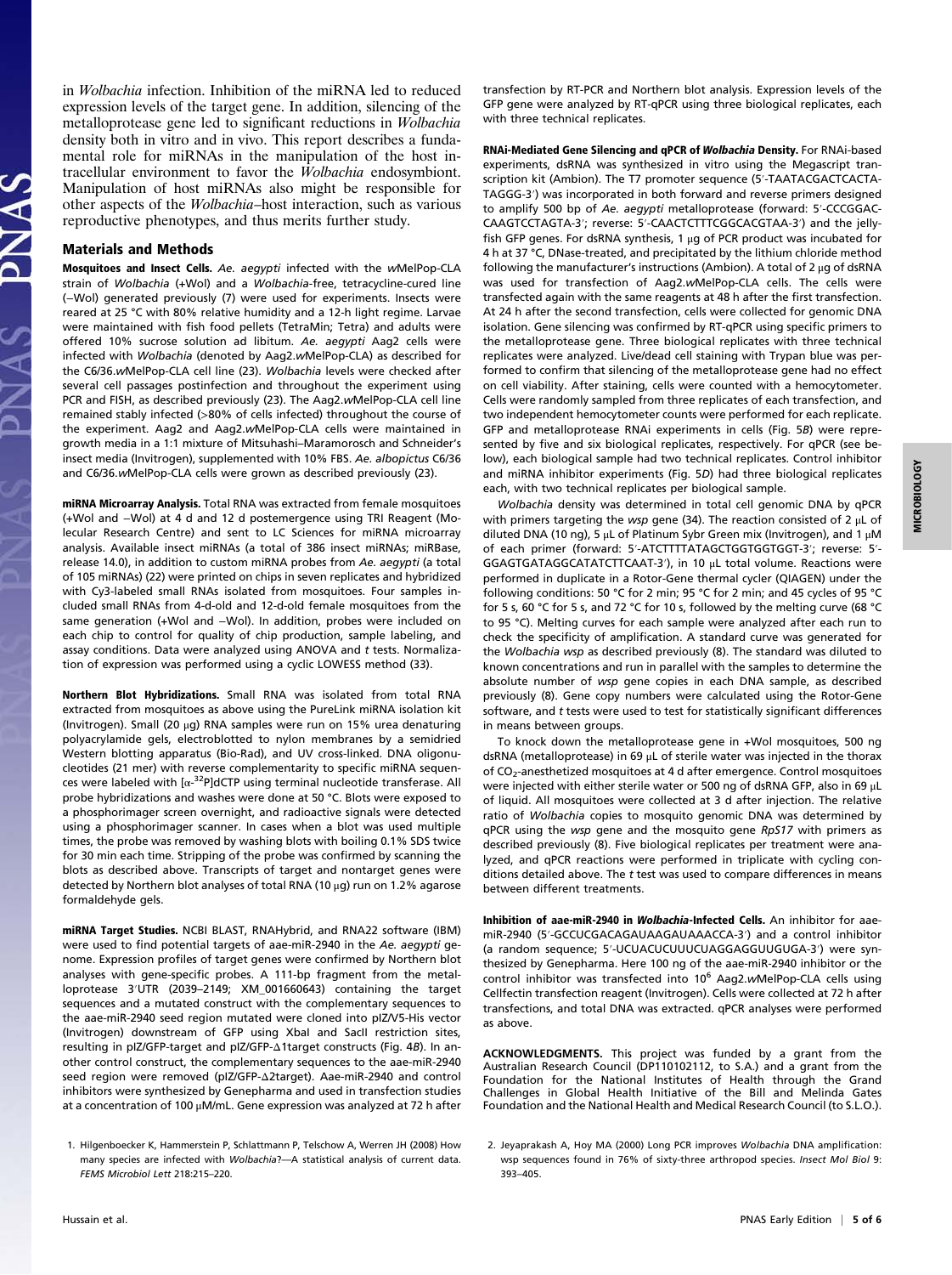in *Wolbachia* infection. Inhibition of the miRNA led to reduced expression levels of the target gene. In addition, silencing of the metalloprotease gene led to significant reductions in *Wolbachia* density both in vitro and in vivo. This report describes a fundamental role for miRNAs in the manipulation of the host intracellular environment to favor the *Wolbachia* endosymbiont. Manipulation of host miRNAs also might be responsible for other aspects of the *Wolbachia*–host interaction, such as various reproductive phenotypes, and thus merits further study.

## Materials and Methods

**Mosquitoes and Insect Cells.** *Ae. aegypti* infected with the *w*MelPop-CLA strain of *Wolbachia* (+Wol) and a *Wolbachia*-free, tetracycline-cured line (−Wol) generated previously (7) were used for experiments. Insects were reared at 25 °C with 80% relative humidity and a 12-h light regime. Larvae were maintained with fish food pellets (TetraMin; Tetra) and adults were offered 10% sucrose solution ad libitum. *Ae. aegypti* Aag2 cells were infected with *Wolbachia* (denoted by Aag2.*w*MelPop-CLA) as described for the C6/36.*w*MelPop-CLA cell line (23). *Wolbachia* levels were checked after several cell passages postinfection and throughout the experiment using PCR and FISH, as described previously (23). The Aag2.*w*MelPop-CLA cell line remained stably infected (>80% of cells infected) throughout the course of the experiment. Aag2 and Aag2.*w*MelPop-CLA cells were maintained in growth media in a 1:1 mixture of Mitsuhashi–Maramorosch and Schneider's insect media (Invitrogen), supplemented with 10% FBS. *Ae. albopictus* C6/36 and C6/36.*w*MelPop-CLA cells were grown as described previously (23).

**miRNA Microarray Analysis.** Total RNA was extracted from female mosquitoes (+Wol and −Wol) at 4 d and 12 d postemergence using TRI Reagent (Molecular Research Centre) and sent to LC Sciences for miRNA microarray analysis. Available insect miRNAs (a total of 386 insect miRNAs; miRBase, release 14.0), in addition to custom miRNA probes from *Ae. aegypti* (a total of 105 miRNAs) (22) were printed on chips in seven replicates and hybridized with Cy3-labeled small RNAs isolated from mosquitoes. Four samples included small RNAs from 4-d-old and 12-d-old female mosquitoes from the same generation (+Wol and −Wol). In addition, probes were included on each chip to control for quality of chip production, sample labeling, and assay conditions. Data were analyzed using ANOVA and *t* tests. Normalization of expression was performed using a cyclic LOWESS method (33).

**Northern Blot Hybridizations.** Small RNA was isolated from total RNA extracted from mosquitoes as above using the PureLink miRNA isolation kit (Invitrogen). Small (20 μg) RNA samples were run on 15% urea denaturing polyacrylamide gels, electroblotted to nylon membranes by a semidried Western blotting apparatus (Bio-Rad), and UV cross-linked. DNA oligonucleotides (21 mer) with reverse complementarity to specific miRNA sequences were labeled with [α-$^{32}$P]dCTP using terminal nucleotide transferase. All probe hybridizations and washes were done at 50 °C. Blots were exposed to a phosphorimager screen overnight, and radioactive signals were detected using a phosphorimager scanner. In cases when a blot was used multiple times, the probe was removed by washing blots with boiling 0.1% SDS twice for 30 min each time. Stripping of the probe was confirmed by scanning the blots as described above. Transcripts of target and nontarget genes were detected by Northern blot analyses of total RNA (10 μg) run on 1.2% agarose formaldehyde gels.

**miRNA Target Studies.** NCBI BLAST, RNAHybrid, and RNA22 software (IBM) were used to find potential targets of aae-miR-2940 in the *Ae. aegypti* genome. Expression profiles of target genes were confirmed by Northern blot analyses with gene-specific probes. A 111-bp fragment from the metalloprotease 3′UTR (2039–2149; XM_001660643) containing the target sequences and a mutated construct with the complementary sequences to the aae-miR-2940 seed region mutated were cloned into pIZ/V5-His vector (Invitrogen) downstream of GFP using XbaI and SacII restriction sites, resulting in pIZ/GFP-target and pIZ/GFP-Δ1target constructs (Fig. 4*B*). In another control construct, the complementary sequences to the aae-miR-2940 seed region were removed (pIZ/GFP-Δ2target). Aae-miR-2940 and control inhibitors were synthesized by Genepharma and used in transfection studies at a concentration of 100 μM/mL. Gene expression was analyzed at 72 h after transfection by RT-PCR and Northern blot analysis. Expression levels of the GFP gene were analyzed by RT-qPCR using three biological replicates, each with three technical replicates.

**RNAi-Mediated Gene Silencing and qPCR of *Wolbachia* Density.** For RNAi-based experiments, dsRNA was synthesized in vitro using the Megascript transcription kit (Ambion). The T7 promoter sequence (5′-TAATACGACTCACTATAGGG-3′) was incorporated in both forward and reverse primers designed to amplify 500 bp of *Ae. aegypti* metalloprotease (forward: 5′-CCCGGACCAAGTCCTAGTA-3′; reverse: 5′-CAACTCTTTCGGCACGTAA-3′) and the jellyfish GFP genes. For dsRNA synthesis, 1 μg of PCR product was incubated for 4 h at 37 °C, DNase-treated, and precipitated by the lithium chloride method following the manufacturer's instructions (Ambion). A total of 2 μg of dsRNA was used for transfection of Aag2.*w*MelPop-CLA cells. The cells were transfected again with the same reagents at 48 h after the first transfection. At 24 h after the second transfection, cells were collected for genomic DNA isolation. Gene silencing was confirmed by RT-qPCR using specific primers to the metalloprotease gene. Three biological replicates with three technical replicates were analyzed. Live/dead cell staining with Trypan blue was performed to confirm that silencing of the metalloprotease gene had no effect on cell viability. After staining, cells were counted with a hemocytometer. Cells were randomly sampled from three replicates of each transfection, and two independent hemocytometer counts were performed for each replicate. GFP and metalloprotease RNAi experiments in cells (Fig. 5*B*) were represented by five and six biological replicates, respectively. For qPCR (see below), each biological sample had two technical replicates. Control inhibitor and miRNA inhibitor experiments (Fig. 5*D*) had three biological replicates each, with two technical replicates per biological sample.

*Wolbachia* density was determined in total cell genomic DNA by qPCR with primers targeting the *wsp* gene (34). The reaction consisted of 2 μL of diluted DNA (10 ng), 5 μL of Platinum Sybr Green mix (Invitrogen), and 1 μM of each primer (forward: 5′-ATCTTTTATAGCTGGTGGTGGT-3′; reverse: 5′-GGAGTGATAGGCATATCTTCAAT-3′), in 10 μL total volume. Reactions were performed in duplicate in a Rotor-Gene thermal cycler (QIAGEN) under the following conditions: 50 °C for 2 min; 95 °C for 2 min; and 45 cycles of 95 °C for 5 s, 60 °C for 5 s, and 72 °C for 10 s, followed by the melting curve (68 °C to 95 °C). Melting curves for each sample were analyzed after each run to check the specificity of amplification. A standard curve was generated for the *Wolbachia wsp* as described previously (8). The standard was diluted to known concentrations and run in parallel with the samples to determine the absolute number of *wsp* gene copies in each DNA sample, as described previously (8). Gene copy numbers were calculated using the Rotor-Gene software, and *t* tests were used to test for statistically significant differences in means between groups.

To knock down the metalloprotease gene in +Wol mosquitoes, 500 ng dsRNA (metalloprotease) in 69 μL of sterile water was injected in the thorax of $CO_2$-anesthetized mosquitoes at 4 d after emergence. Control mosquitoes were injected with either sterile water or 500 ng of dsRNA GFP, also in 69 μL of liquid. All mosquitoes were collected at 3 d after injection. The relative ratio of *Wolbachia* copies to mosquito genomic DNA was determined by qPCR using the *wsp* gene and the mosquito gene *RpS17* with primers as described previously (8). Five biological replicates per treatment were analyzed, and qPCR reactions were performed in triplicate with cycling conditions detailed above. The *t* test was used to compare differences in means between different treatments.

**Inhibition of aae-miR-2940 in *Wolbachia*-Infected Cells.** An inhibitor for aae-miR-2940 (5′-GCCUCGACAGAUAAGAUAAACCA-3′) and a control inhibitor (a random sequence; 5′-UCUACUCUUUCUAGGAGGUUGUGA-3′) were synthesized by Genepharma. Here 100 ng of the aae-miR-2940 inhibitor or the control inhibitor was transfected into $10^6$ Aag2.*w*MelPop-CLA cells using Cellfectin transfection reagent (Invitrogen). Cells were collected at 72 h after transfections, and total DNA was extracted. qPCR analyses were performed as above.

**ACKNOWLEDGMENTS.** This project was funded by a grant from the Australian Research Council (DP110102112, to S.A.) and a grant from the Foundation for the National Institutes of Health through the Grand Challenges in Global Health Initiative of the Bill and Melinda Gates Foundation and the National Health and Medical Research Council (to S.L.O.).

1. Hilgenboecker K, Hammerstein P, Schlattmann P, Telschow A, Werren JH (2008) How many species are infected with *Wolbachia*?—A statistical analysis of current data. *FEMS Microbiol Lett* 218:215–220.

2. Jeyaprakash A, Hoy MA (2000) Long PCR improves *Wolbachia* DNA amplification: wsp sequences found in 76% of sixty-three arthropod species. *Insect Mol Biol* 9: 393–405.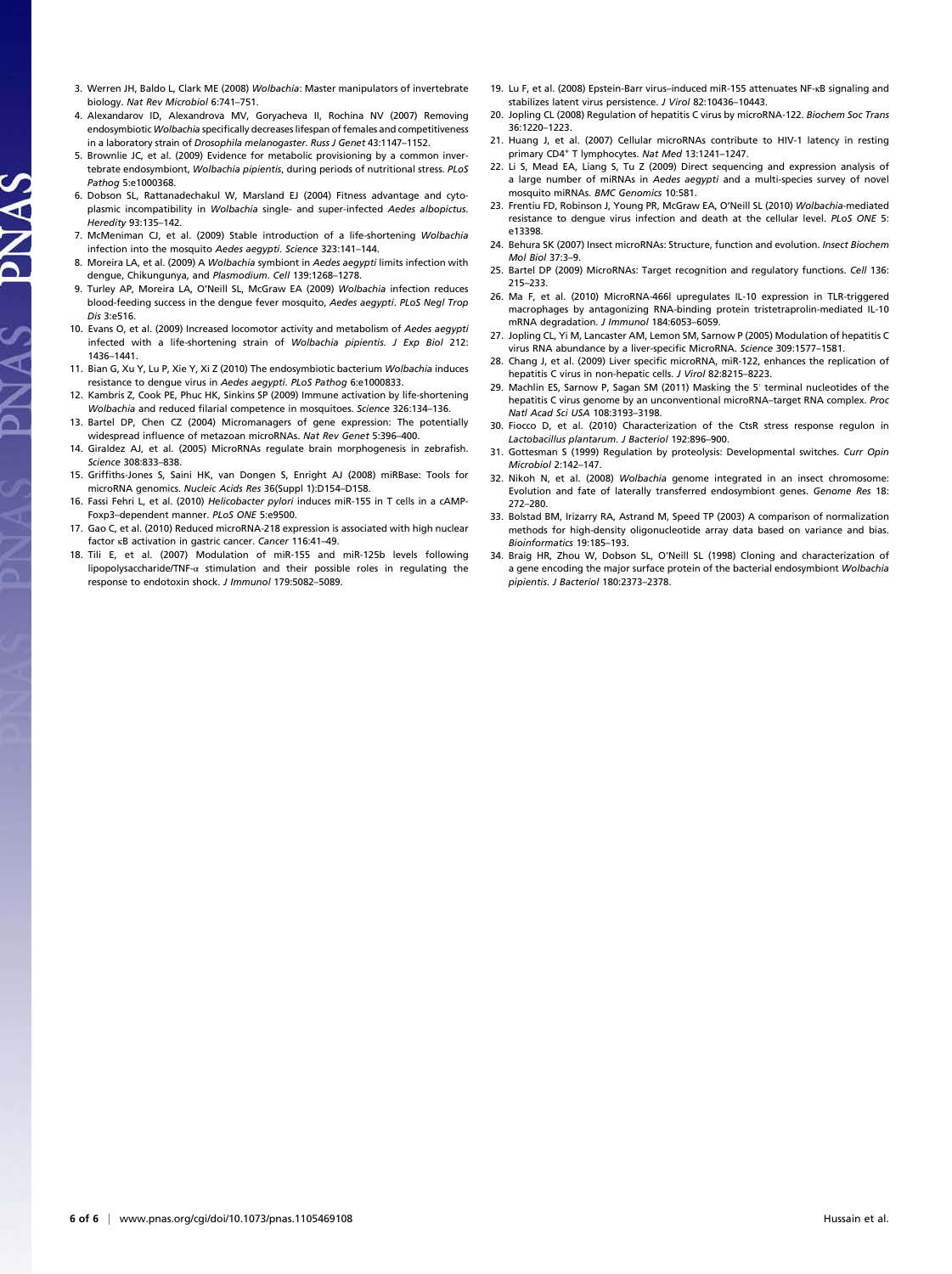3. Werren JH, Baldo L, Clark ME (2008) *Wolbachia*: Master manipulators of invertebrate biology. *Nat Rev Microbiol* 6:741–751.
4. Alexandarov ID, Alexandrova MV, Goryacheva II, Rochina NV (2007) Removing endosymbiotic *Wolbachia* specifically decreases lifespan of females and competitiveness in a laboratory strain of *Drosophila melanogaster*. *Russ J Genet* 43:1147–1152.
5. Brownlie JC, et al. (2009) Evidence for metabolic provisioning by a common invertebrate endosymbiont, *Wolbachia pipientis*, during periods of nutritional stress. *PLoS Pathog* 5:e1000368.
6. Dobson SL, Rattanadechakul W, Marsland EJ (2004) Fitness advantage and cytoplasmic incompatibility in *Wolbachia* single- and super-infected *Aedes albopictus*. *Heredity* 93:135–142.
7. McMeniman CJ, et al. (2009) Stable introduction of a life-shortening *Wolbachia* infection into the mosquito *Aedes aegypti*. *Science* 323:141–144.
8. Moreira LA, et al. (2009) A *Wolbachia* symbiont in *Aedes aegypti* limits infection with dengue, Chikungunya, and *Plasmodium*. *Cell* 139:1268–1278.
9. Turley AP, Moreira LA, O'Neill SL, McGraw EA (2009) *Wolbachia* infection reduces blood-feeding success in the dengue fever mosquito, *Aedes aegypti*. *PLoS Negl Trop Dis* 3:e516.
10. Evans O, et al. (2009) Increased locomotor activity and metabolism of *Aedes aegypti* infected with a life-shortening strain of *Wolbachia pipientis*. *J Exp Biol* 212: 1436–1441.
11. Bian G, Xu Y, Lu P, Xie Y, Xi Z (2010) The endosymbiotic bacterium *Wolbachia* induces resistance to dengue virus in *Aedes aegypti*. *PLoS Pathog* 6:e1000833.
12. Kambris Z, Cook PE, Phuc HK, Sinkins SP (2009) Immune activation by life-shortening *Wolbachia* and reduced filarial competence in mosquitoes. *Science* 326:134–136.
13. Bartel DP, Chen CZ (2004) Micromanagers of gene expression: The potentially widespread influence of metazoan microRNAs. *Nat Rev Genet* 5:396–400.
14. Giraldez AJ, et al. (2005) MicroRNAs regulate brain morphogenesis in zebrafish. *Science* 308:833–838.
15. Griffiths-Jones S, Saini HK, van Dongen S, Enright AJ (2008) miRBase: Tools for microRNA genomics. *Nucleic Acids Res* 36(Suppl 1):D154–D158.
16. Fassi Fehri L, et al. (2010) *Helicobacter pylori* induces miR-155 in T cells in a cAMP-Foxp3–dependent manner. *PLoS ONE* 5:e9500.
17. Gao C, et al. (2010) Reduced microRNA-218 expression is associated with high nuclear factor κB activation in gastric cancer. *Cancer* 116:41–49.
18. Tili E, et al. (2007) Modulation of miR-155 and miR-125b levels following lipopolysaccharide/TNF-α stimulation and their possible roles in regulating the response to endotoxin shock. *J Immunol* 179:5082–5089.
19. Lu F, et al. (2008) Epstein-Barr virus–induced miR-155 attenuates NF-κB signaling and stabilizes latent virus persistence. *J Virol* 82:10436–10443.
20. Jopling CL (2008) Regulation of hepatitis C virus by microRNA-122. *Biochem Soc Trans* 36:1220–1223.
21. Huang J, et al. (2007) Cellular microRNAs contribute to HIV-1 latency in resting primary CD4+ T lymphocytes. *Nat Med* 13:1241–1247.
22. Li S, Mead EA, Liang S, Tu Z (2009) Direct sequencing and expression analysis of a large number of miRNAs in *Aedes aegypti* and a multi-species survey of novel mosquito miRNAs. *BMC Genomics* 10:581.
23. Frentiu FD, Robinson J, Young PR, McGraw EA, O'Neill SL (2010) *Wolbachia*-mediated resistance to dengue virus infection and death at the cellular level. *PLoS ONE* 5: e13398.
24. Behura SK (2007) Insect microRNAs: Structure, function and evolution. *Insect Biochem Mol Biol* 37:3–9.
25. Bartel DP (2009) MicroRNAs: Target recognition and regulatory functions. *Cell* 136: 215–233.
26. Ma F, et al. (2010) MicroRNA-466l upregulates IL-10 expression in TLR-triggered macrophages by antagonizing RNA-binding protein tristetraprolin-mediated IL-10 mRNA degradation. *J Immunol* 184:6053–6059.
27. Jopling CL, Yi M, Lancaster AM, Lemon SM, Sarnow P (2005) Modulation of hepatitis C virus RNA abundance by a liver-specific MicroRNA. *Science* 309:1577–1581.
28. Chang J, et al. (2009) Liver specific microRNA, miR-122, enhances the replication of hepatitis C virus in non-hepatic cells. *J Virol* 82:8215–8223.
29. Machlin ES, Sarnow P, Sagan SM (2011) Masking the 5′ terminal nucleotides of the hepatitis C virus genome by an unconventional microRNA–target RNA complex. *Proc Natl Acad Sci USA* 108:3193–3198.
30. Fiocco D, et al. (2010) Characterization of the CtsR stress response regulon in *Lactobacillus plantarum*. *J Bacteriol* 192:896–900.
31. Gottesman S (1999) Regulation by proteolysis: Developmental switches. *Curr Opin Microbiol* 2:142–147.
32. Nikoh N, et al. (2008) *Wolbachia* genome integrated in an insect chromosome: Evolution and fate of laterally transferred endosymbiont genes. *Genome Res* 18: 272–280.
33. Bolstad BM, Irizarry RA, Astrand M, Speed TP (2003) A comparison of normalization methods for high-density oligonucleotide array data based on variance and bias. *Bioinformatics* 19:185–193.
34. Braig HR, Zhou W, Dobson SL, O'Neill SL (1998) Cloning and characterization of a gene encoding the major surface protein of the bacterial endosymbiont *Wolbachia pipientis*. *J Bacteriol* 180:2373–2378.